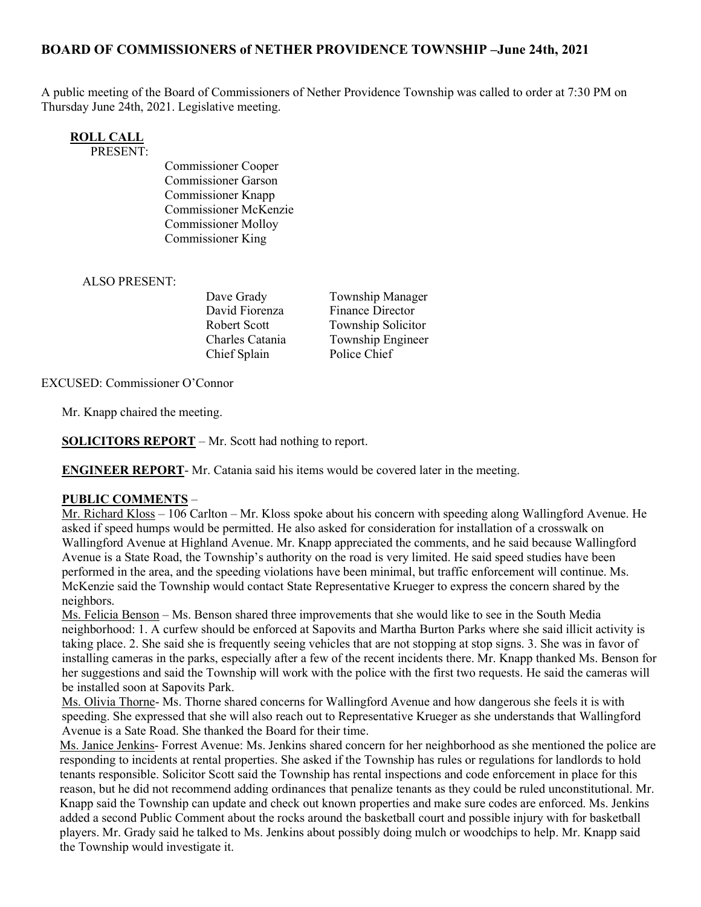## BOARD OF COMMISSIONERS of NETHER PROVIDENCE TOWNSHIP –June 24th, 2021

A public meeting of the Board of Commissioners of Nether Providence Township was called to order at 7:30 PM on Thursday June 24th, 2021. Legislative meeting.

**ROLL CALL**

PRESENT:

Commissioner Cooper
Commissioner Garson
Commissioner Knapp
Commissioner McKenzie
Commissioner Molloy
Commissioner King

ALSO PRESENT:

| | |
|---|---|
| Dave Grady | Township Manager |
| David Fiorenza | Finance Director |
| Robert Scott | Township Solicitor |
| Charles Catania | Township Engineer |
| Chief Splain | Police Chief |

EXCUSED: Commissioner O'Connor

Mr. Knapp chaired the meeting.

**SOLICITORS REPORT** – Mr. Scott had nothing to report.

**ENGINEER REPORT**- Mr. Catania said his items would be covered later in the meeting.

**PUBLIC COMMENTS** –

Mr. Richard Kloss – 106 Carlton – Mr. Kloss spoke about his concern with speeding along Wallingford Avenue. He asked if speed humps would be permitted. He also asked for consideration for installation of a crosswalk on Wallingford Avenue at Highland Avenue. Mr. Knapp appreciated the comments, and he said because Wallingford Avenue is a State Road, the Township's authority on the road is very limited. He said speed studies have been performed in the area, and the speeding violations have been minimal, but traffic enforcement will continue. Ms. McKenzie said the Township would contact State Representative Krueger to express the concern shared by the neighbors.

Ms. Felicia Benson – Ms. Benson shared three improvements that she would like to see in the South Media neighborhood: 1. A curfew should be enforced at Sapovits and Martha Burton Parks where she said illicit activity is taking place. 2. She said she is frequently seeing vehicles that are not stopping at stop signs. 3. She was in favor of installing cameras in the parks, especially after a few of the recent incidents there. Mr. Knapp thanked Ms. Benson for her suggestions and said the Township will work with the police with the first two requests. He said the cameras will be installed soon at Sapovits Park.

Ms. Olivia Thorne- Ms. Thorne shared concerns for Wallingford Avenue and how dangerous she feels it is with speeding. She expressed that she will also reach out to Representative Krueger as she understands that Wallingford Avenue is a Sate Road. She thanked the Board for their time.

Ms. Janice Jenkins- Forrest Avenue: Ms. Jenkins shared concern for her neighborhood as she mentioned the police are responding to incidents at rental properties. She asked if the Township has rules or regulations for landlords to hold tenants responsible. Solicitor Scott said the Township has rental inspections and code enforcement in place for this reason, but he did not recommend adding ordinances that penalize tenants as they could be ruled unconstitutional. Mr. Knapp said the Township can update and check out known properties and make sure codes are enforced. Ms. Jenkins added a second Public Comment about the rocks around the basketball court and possible injury with for basketball players. Mr. Grady said he talked to Ms. Jenkins about possibly doing mulch or woodchips to help. Mr. Knapp said the Township would investigate it.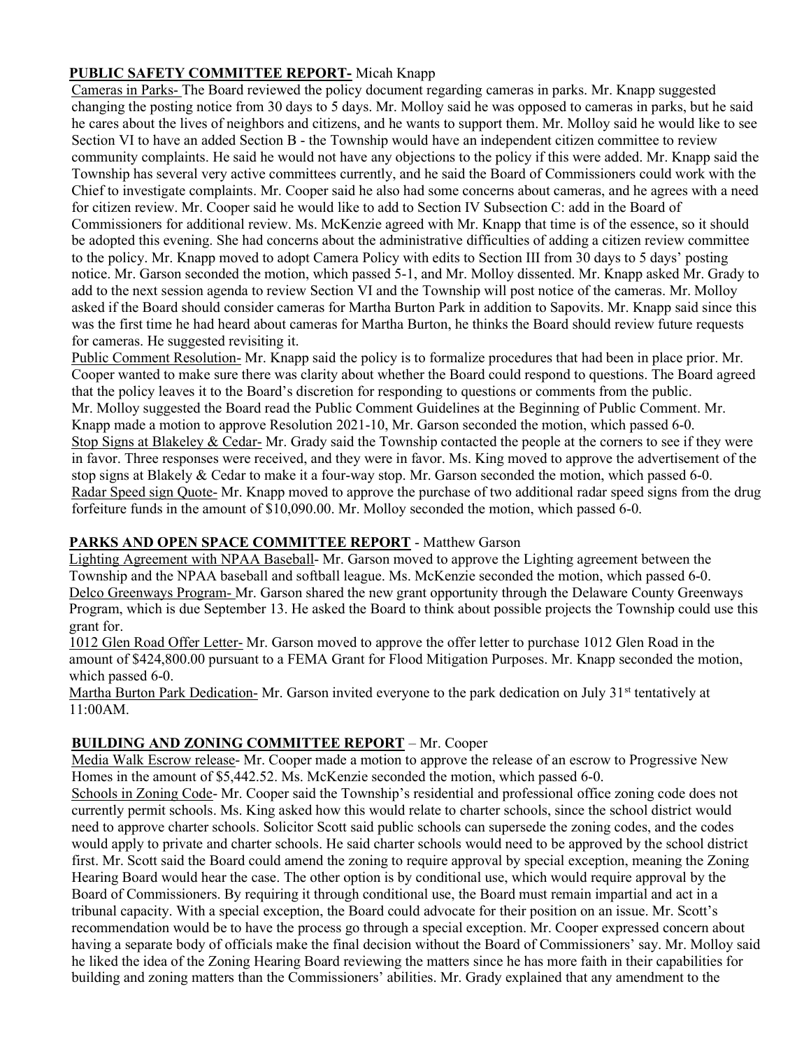**PUBLIC SAFETY COMMITTEE REPORT-** Micah Knapp

Cameras in Parks- The Board reviewed the policy document regarding cameras in parks. Mr. Knapp suggested changing the posting notice from 30 days to 5 days. Mr. Molloy said he was opposed to cameras in parks, but he said he cares about the lives of neighbors and citizens, and he wants to support them. Mr. Molloy said he would like to see Section VI to have an added Section B - the Township would have an independent citizen committee to review community complaints. He said he would not have any objections to the policy if this were added. Mr. Knapp said the Township has several very active committees currently, and he said the Board of Commissioners could work with the Chief to investigate complaints. Mr. Cooper said he also had some concerns about cameras, and he agrees with a need for citizen review. Mr. Cooper said he would like to add to Section IV Subsection C: add in the Board of Commissioners for additional review. Ms. McKenzie agreed with Mr. Knapp that time is of the essence, so it should be adopted this evening. She had concerns about the administrative difficulties of adding a citizen review committee to the policy. Mr. Knapp moved to adopt Camera Policy with edits to Section III from 30 days to 5 days' posting notice. Mr. Garson seconded the motion, which passed 5-1, and Mr. Molloy dissented. Mr. Knapp asked Mr. Grady to add to the next session agenda to review Section VI and the Township will post notice of the cameras. Mr. Molloy asked if the Board should consider cameras for Martha Burton Park in addition to Sapovits. Mr. Knapp said since this was the first time he had heard about cameras for Martha Burton, he thinks the Board should review future requests for cameras. He suggested revisiting it.

Public Comment Resolution- Mr. Knapp said the policy is to formalize procedures that had been in place prior. Mr. Cooper wanted to make sure there was clarity about whether the Board could respond to questions. The Board agreed that the policy leaves it to the Board's discretion for responding to questions or comments from the public. Mr. Molloy suggested the Board read the Public Comment Guidelines at the Beginning of Public Comment. Mr. Knapp made a motion to approve Resolution 2021-10, Mr. Garson seconded the motion, which passed 6-0.

Stop Signs at Blakeley & Cedar- Mr. Grady said the Township contacted the people at the corners to see if they were in favor. Three responses were received, and they were in favor. Ms. King moved to approve the advertisement of the stop signs at Blakely & Cedar to make it a four-way stop. Mr. Garson seconded the motion, which passed 6-0.

Radar Speed sign Quote- Mr. Knapp moved to approve the purchase of two additional radar speed signs from the drug forfeiture funds in the amount of $10,090.00. Mr. Molloy seconded the motion, which passed 6-0.

**PARKS AND OPEN SPACE COMMITTEE REPORT** - Matthew Garson

Lighting Agreement with NPAA Baseball- Mr. Garson moved to approve the Lighting agreement between the Township and the NPAA baseball and softball league. Ms. McKenzie seconded the motion, which passed 6-0.

Delco Greenways Program- Mr. Garson shared the new grant opportunity through the Delaware County Greenways Program, which is due September 13. He asked the Board to think about possible projects the Township could use this grant for.

1012 Glen Road Offer Letter- Mr. Garson moved to approve the offer letter to purchase 1012 Glen Road in the amount of $424,800.00 pursuant to a FEMA Grant for Flood Mitigation Purposes. Mr. Knapp seconded the motion, which passed 6-0.

Martha Burton Park Dedication- Mr. Garson invited everyone to the park dedication on July 31st tentatively at 11:00AM.

**BUILDING AND ZONING COMMITTEE REPORT** – Mr. Cooper

Media Walk Escrow release- Mr. Cooper made a motion to approve the release of an escrow to Progressive New Homes in the amount of $5,442.52. Ms. McKenzie seconded the motion, which passed 6-0.

Schools in Zoning Code- Mr. Cooper said the Township's residential and professional office zoning code does not currently permit schools. Ms. King asked how this would relate to charter schools, since the school district would need to approve charter schools. Solicitor Scott said public schools can supersede the zoning codes, and the codes would apply to private and charter schools. He said charter schools would need to be approved by the school district first. Mr. Scott said the Board could amend the zoning to require approval by special exception, meaning the Zoning Hearing Board would hear the case. The other option is by conditional use, which would require approval by the Board of Commissioners. By requiring it through conditional use, the Board must remain impartial and act in a tribunal capacity. With a special exception, the Board could advocate for their position on an issue. Mr. Scott's recommendation would be to have the process go through a special exception. Mr. Cooper expressed concern about having a separate body of officials make the final decision without the Board of Commissioners' say. Mr. Molloy said he liked the idea of the Zoning Hearing Board reviewing the matters since he has more faith in their capabilities for building and zoning matters than the Commissioners' abilities. Mr. Grady explained that any amendment to the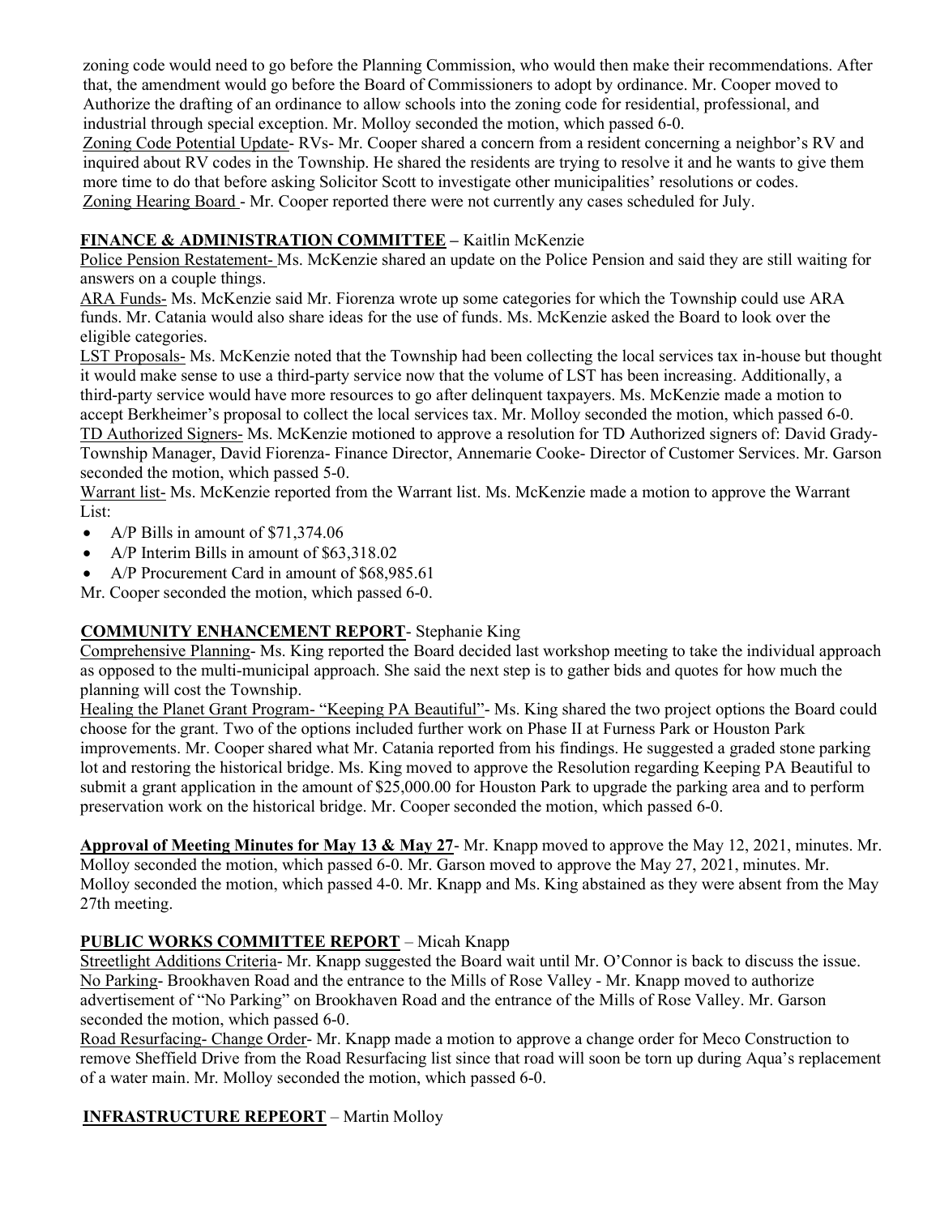zoning code would need to go before the Planning Commission, who would then make their recommendations. After that, the amendment would go before the Board of Commissioners to adopt by ordinance. Mr. Cooper moved to Authorize the drafting of an ordinance to allow schools into the zoning code for residential, professional, and industrial through special exception. Mr. Molloy seconded the motion, which passed 6-0.

Zoning Code Potential Update- RVs- Mr. Cooper shared a concern from a resident concerning a neighbor's RV and inquired about RV codes in the Township. He shared the residents are trying to resolve it and he wants to give them more time to do that before asking Solicitor Scott to investigate other municipalities' resolutions or codes.

Zoning Hearing Board - Mr. Cooper reported there were not currently any cases scheduled for July.

**FINANCE & ADMINISTRATION COMMITTEE** – Kaitlin McKenzie

Police Pension Restatement- Ms. McKenzie shared an update on the Police Pension and said they are still waiting for answers on a couple things.

ARA Funds- Ms. McKenzie said Mr. Fiorenza wrote up some categories for which the Township could use ARA funds. Mr. Catania would also share ideas for the use of funds. Ms. McKenzie asked the Board to look over the eligible categories.

LST Proposals- Ms. McKenzie noted that the Township had been collecting the local services tax in-house but thought it would make sense to use a third-party service now that the volume of LST has been increasing. Additionally, a third-party service would have more resources to go after delinquent taxpayers. Ms. McKenzie made a motion to accept Berkheimer's proposal to collect the local services tax. Mr. Molloy seconded the motion, which passed 6-0.

TD Authorized Signers- Ms. McKenzie motioned to approve a resolution for TD Authorized signers of: David Grady-Township Manager, David Fiorenza- Finance Director, Annemarie Cooke- Director of Customer Services. Mr. Garson seconded the motion, which passed 5-0.

Warrant list- Ms. McKenzie reported from the Warrant list. Ms. McKenzie made a motion to approve the Warrant List:

- A/P Bills in amount of $71,374.06
- A/P Interim Bills in amount of $63,318.02
- A/P Procurement Card in amount of $68,985.61

Mr. Cooper seconded the motion, which passed 6-0.

**COMMUNITY ENHANCEMENT REPORT**- Stephanie King

Comprehensive Planning- Ms. King reported the Board decided last workshop meeting to take the individual approach as opposed to the multi-municipal approach. She said the next step is to gather bids and quotes for how much the planning will cost the Township.

Healing the Planet Grant Program- "Keeping PA Beautiful"- Ms. King shared the two project options the Board could choose for the grant. Two of the options included further work on Phase II at Furness Park or Houston Park improvements. Mr. Cooper shared what Mr. Catania reported from his findings. He suggested a graded stone parking lot and restoring the historical bridge. Ms. King moved to approve the Resolution regarding Keeping PA Beautiful to submit a grant application in the amount of $25,000.00 for Houston Park to upgrade the parking area and to perform preservation work on the historical bridge. Mr. Cooper seconded the motion, which passed 6-0.

**Approval of Meeting Minutes for May 13 & May 27**- Mr. Knapp moved to approve the May 12, 2021, minutes. Mr. Molloy seconded the motion, which passed 6-0. Mr. Garson moved to approve the May 27, 2021, minutes. Mr. Molloy seconded the motion, which passed 4-0. Mr. Knapp and Ms. King abstained as they were absent from the May 27th meeting.

**PUBLIC WORKS COMMITTEE REPORT** – Micah Knapp

Streetlight Additions Criteria- Mr. Knapp suggested the Board wait until Mr. O'Connor is back to discuss the issue.

No Parking- Brookhaven Road and the entrance to the Mills of Rose Valley - Mr. Knapp moved to authorize advertisement of "No Parking" on Brookhaven Road and the entrance of the Mills of Rose Valley. Mr. Garson seconded the motion, which passed 6-0.

Road Resurfacing- Change Order- Mr. Knapp made a motion to approve a change order for Meco Construction to remove Sheffield Drive from the Road Resurfacing list since that road will soon be torn up during Aqua's replacement of a water main. Mr. Molloy seconded the motion, which passed 6-0.

**INFRASTRUCTURE REPEORT** – Martin Molloy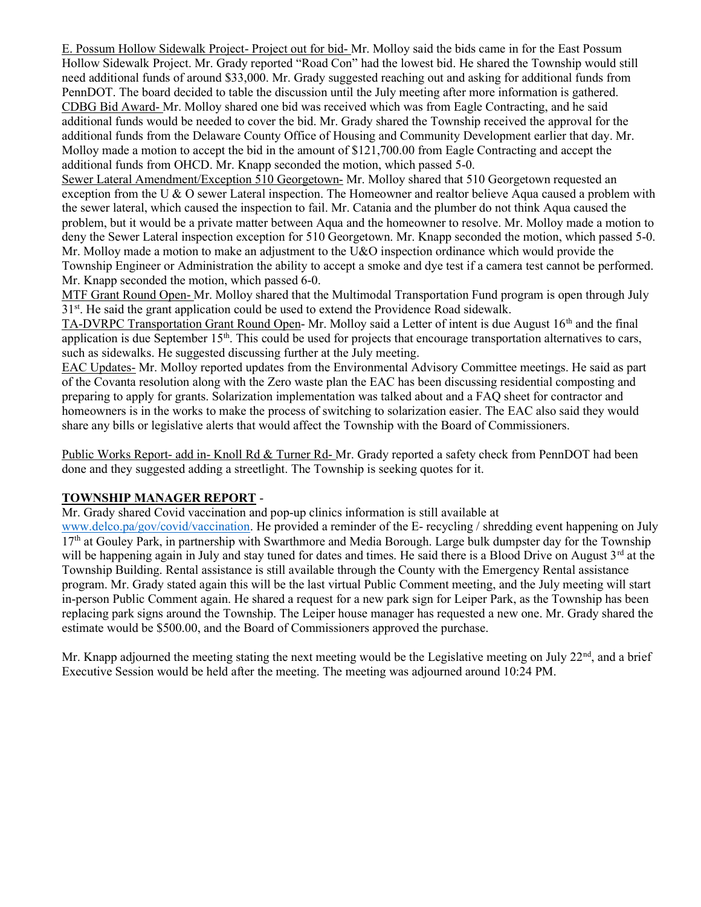<u>E. Possum Hollow Sidewalk Project- Project out for bid-</u> Mr. Molloy said the bids came in for the East Possum Hollow Sidewalk Project. Mr. Grady reported "Road Con" had the lowest bid. He shared the Township would still need additional funds of around $33,000. Mr. Grady suggested reaching out and asking for additional funds from PennDOT. The board decided to table the discussion until the July meeting after more information is gathered.
<u>CDBG Bid Award-</u> Mr. Molloy shared one bid was received which was from Eagle Contracting, and he said additional funds would be needed to cover the bid. Mr. Grady shared the Township received the approval for the additional funds from the Delaware County Office of Housing and Community Development earlier that day. Mr. Molloy made a motion to accept the bid in the amount of $121,700.00 from Eagle Contracting and accept the additional funds from OHCD. Mr. Knapp seconded the motion, which passed 5-0.
<u>Sewer Lateral Amendment/Exception 510 Georgetown-</u> Mr. Molloy shared that 510 Georgetown requested an exception from the U & O sewer Lateral inspection. The Homeowner and realtor believe Aqua caused a problem with the sewer lateral, which caused the inspection to fail. Mr. Catania and the plumber do not think Aqua caused the problem, but it would be a private matter between Aqua and the homeowner to resolve. Mr. Molloy made a motion to deny the Sewer Lateral inspection exception for 510 Georgetown. Mr. Knapp seconded the motion, which passed 5-0. Mr. Molloy made a motion to make an adjustment to the U&O inspection ordinance which would provide the Township Engineer or Administration the ability to accept a smoke and dye test if a camera test cannot be performed. Mr. Knapp seconded the motion, which passed 6-0.
<u>MTF Grant Round Open-</u> Mr. Molloy shared that the Multimodal Transportation Fund program is open through July 31st. He said the grant application could be used to extend the Providence Road sidewalk.
<u>TA-DVRPC Transportation Grant Round Open</u>- Mr. Molloy said a Letter of intent is due August 16th and the final application is due September 15th. This could be used for projects that encourage transportation alternatives to cars, such as sidewalks. He suggested discussing further at the July meeting.
<u>EAC Updates-</u> Mr. Molloy reported updates from the Environmental Advisory Committee meetings. He said as part of the Covanta resolution along with the Zero waste plan the EAC has been discussing residential composting and preparing to apply for grants. Solarization implementation was talked about and a FAQ sheet for contractor and homeowners is in the works to make the process of switching to solarization easier. The EAC also said they would share any bills or legislative alerts that would affect the Township with the Board of Commissioners.

<u>Public Works Report- add in- Knoll Rd & Turner Rd-</u> Mr. Grady reported a safety check from PennDOT had been done and they suggested adding a streetlight. The Township is seeking quotes for it.

## TOWNSHIP MANAGER REPORT -

Mr. Grady shared Covid vaccination and pop-up clinics information is still available at www.delco.pa/gov/covid/vaccination. He provided a reminder of the E- recycling / shredding event happening on July 17th at Gouley Park, in partnership with Swarthmore and Media Borough. Large bulk dumpster day for the Township will be happening again in July and stay tuned for dates and times. He said there is a Blood Drive on August 3rd at the Township Building. Rental assistance is still available through the County with the Emergency Rental assistance program. Mr. Grady stated again this will be the last virtual Public Comment meeting, and the July meeting will start in-person Public Comment again. He shared a request for a new park sign for Leiper Park, as the Township has been replacing park signs around the Township. The Leiper house manager has requested a new one. Mr. Grady shared the estimate would be $500.00, and the Board of Commissioners approved the purchase.

Mr. Knapp adjourned the meeting stating the next meeting would be the Legislative meeting on July 22nd, and a brief Executive Session would be held after the meeting. The meeting was adjourned around 10:24 PM.